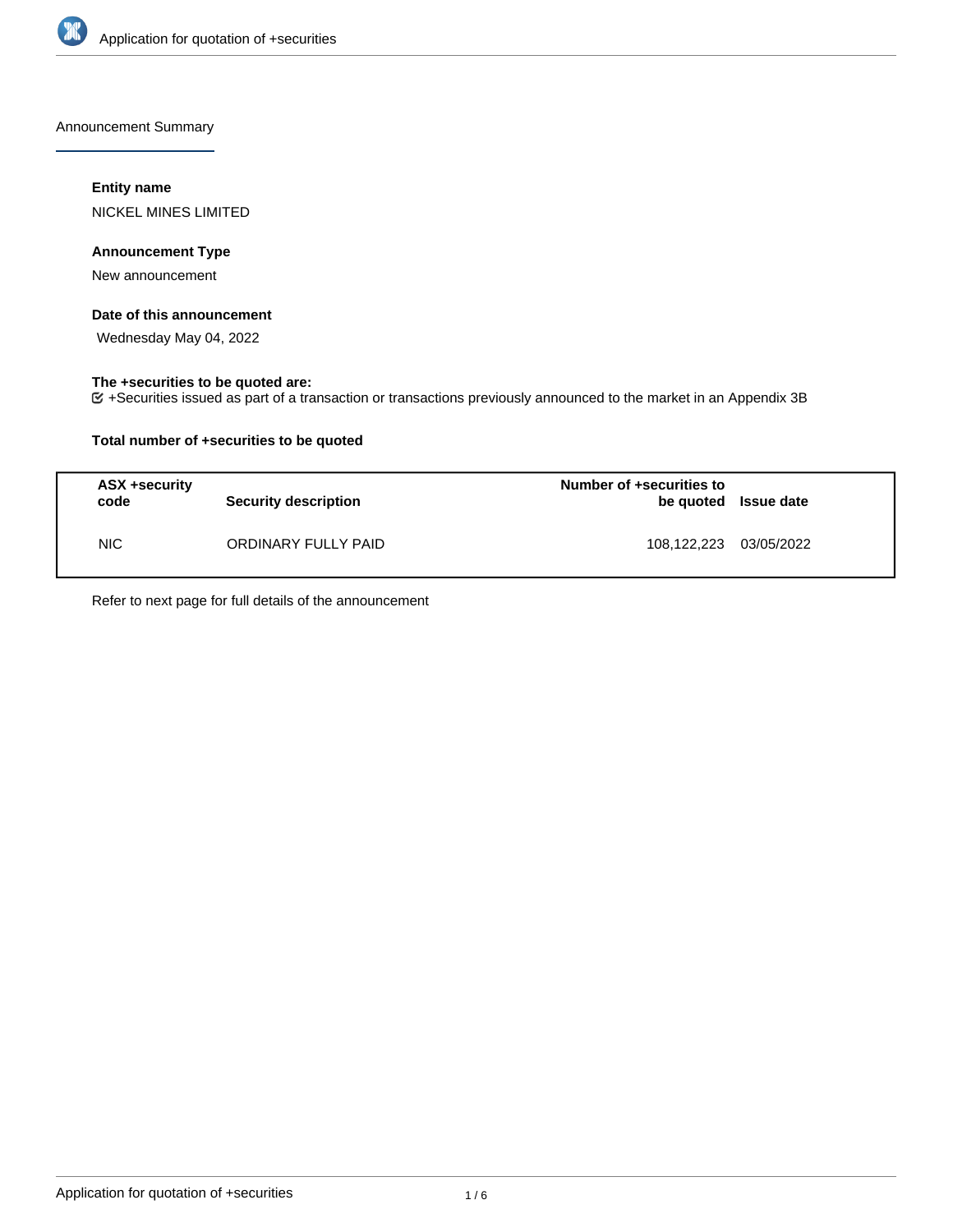Announcement Summary

### Entity name

NICKEL MINES LIMITED

### Announcement Type

New announcement

### Date of this announcement

Wednesday May 04, 2022

### The +securities to be quoted are:

+Securities issued as part of a transaction or transactions previously announced to the market in an Appendix 3B

### Total number of +securities to be quoted

| ASX +security code | Security description | Number of +securities to be quoted | Issue date |
|---|---|---|---|
| NIC | ORDINARY FULLY PAID | 108,122,223 | 03/05/2022 |

Refer to next page for full details of the announcement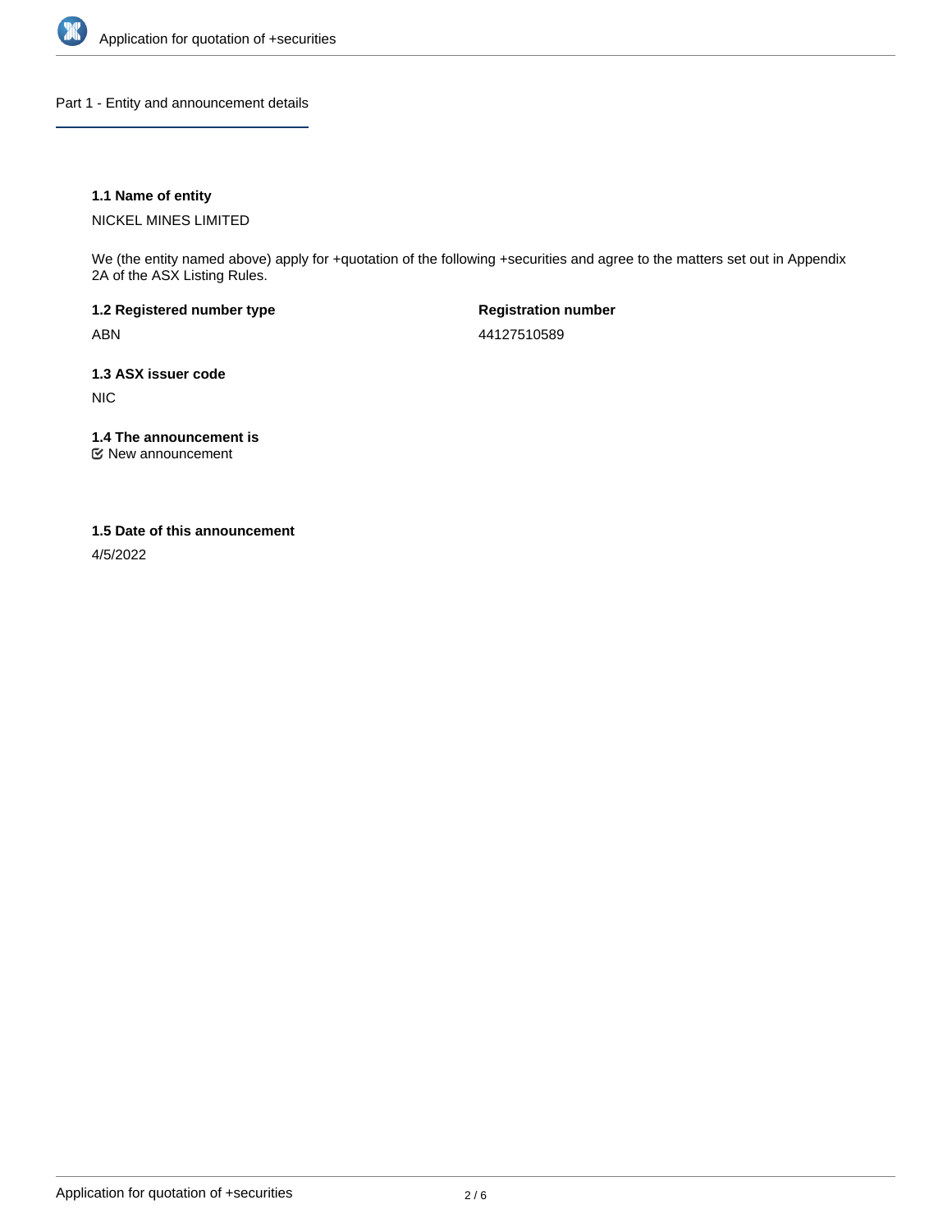## Part 1 - Entity and announcement details

**1.1 Name of entity**

NICKEL MINES LIMITED

We (the entity named above) apply for +quotation of the following +securities and agree to the matters set out in Appendix 2A of the ASX Listing Rules.

**1.2 Registered number type**

ABN

**Registration number**

44127510589

**1.3 ASX issuer code**

NIC

**1.4 The announcement is**

☑ New announcement

**1.5 Date of this announcement**

4/5/2022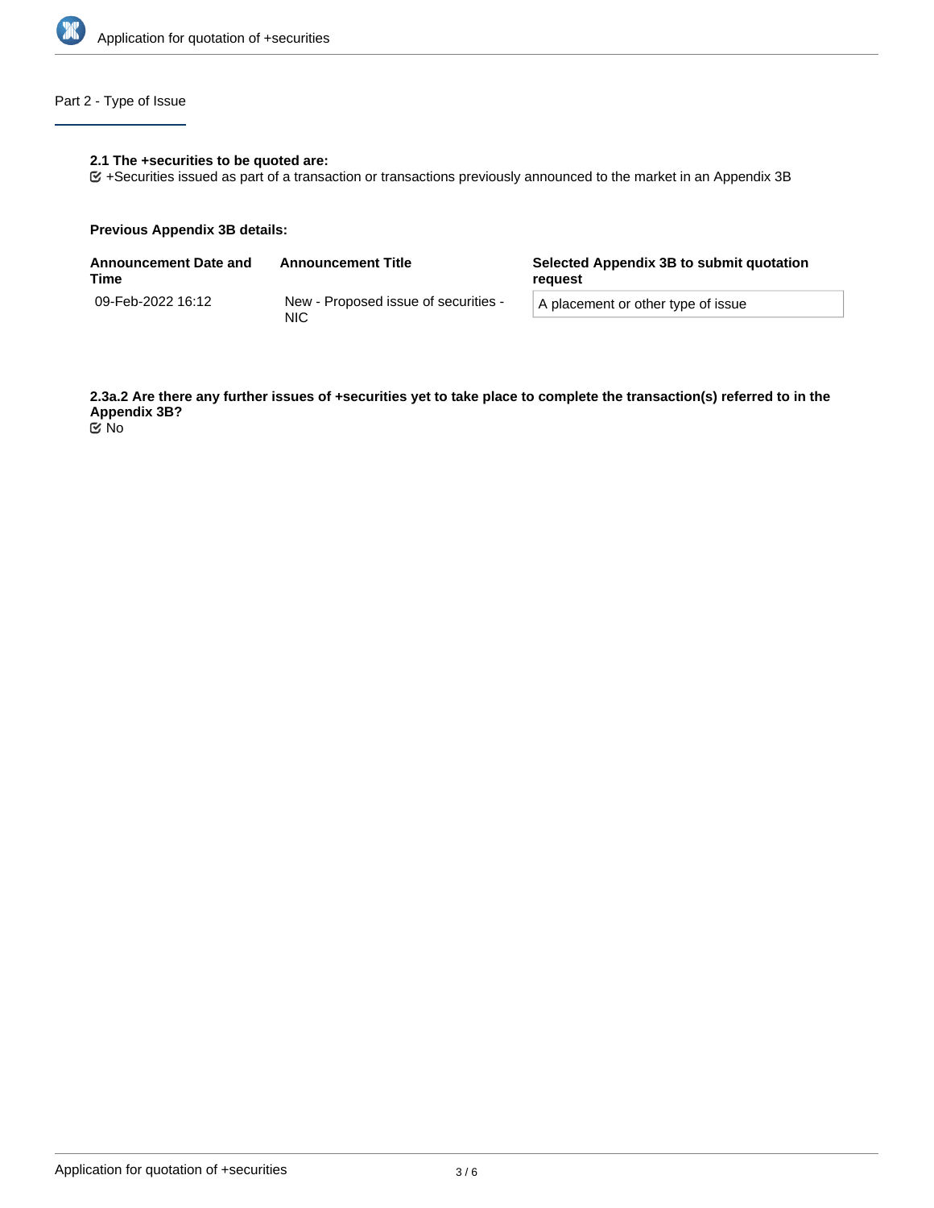## Part 2 - Type of Issue

**2.1 The +securities to be quoted are:**

+Securities issued as part of a transaction or transactions previously announced to the market in an Appendix 3B

**Previous Appendix 3B details:**

| Announcement Date and Time | Announcement Title | Selected Appendix 3B to submit quotation request |
| --- | --- | --- |
| 09-Feb-2022 16:12 | New - Proposed issue of securities - NIC | A placement or other type of issue |

**2.3a.2 Are there any further issues of +securities yet to take place to complete the transaction(s) referred to in the Appendix 3B?**

No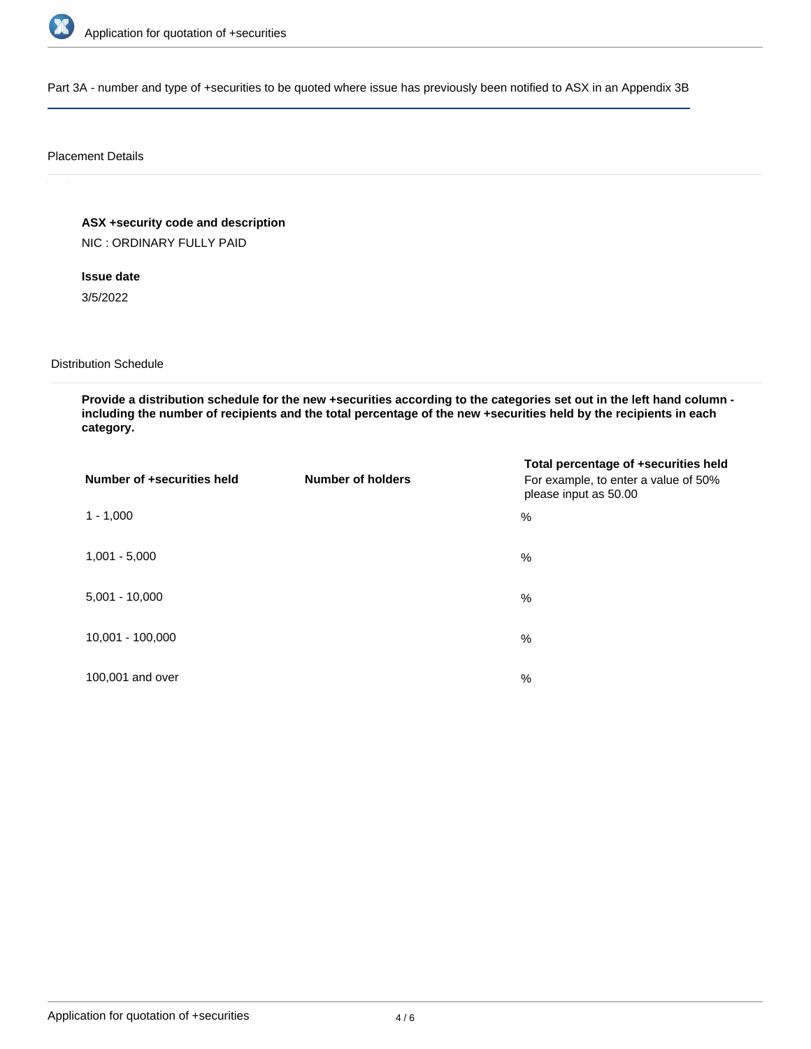## Part 3A - number and type of +securities to be quoted where issue has previously been notified to ASX in an Appendix 3B

### Placement Details

**ASX +security code and description**

NIC : ORDINARY FULLY PAID

**Issue date**

3/5/2022

### Distribution Schedule

**Provide a distribution schedule for the new +securities according to the categories set out in the left hand column - including the number of recipients and the total percentage of the new +securities held by the recipients in each category.**

| Number of +securities held | Number of holders | Total percentage of +securities held<br>For example, to enter a value of 50% please input as 50.00 |
|---|---|---|
| 1 - 1,000 | | % |
| 1,001 - 5,000 | | % |
| 5,001 - 10,000 | | % |
| 10,001 - 100,000 | | % |
| 100,001 and over | | % |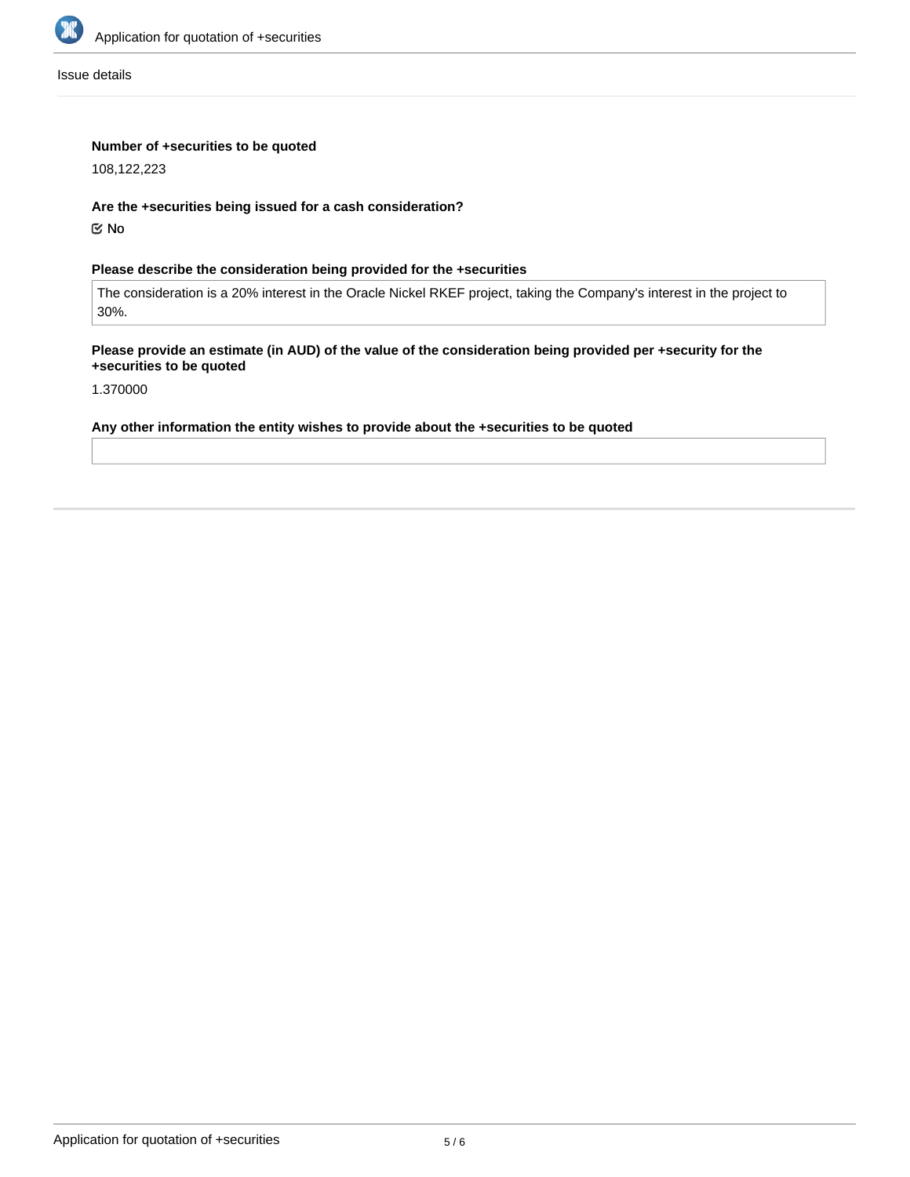Issue details

**Number of +securities to be quoted**

108,122,223

**Are the +securities being issued for a cash consideration?**

☑ No

**Please describe the consideration being provided for the +securities**

The consideration is a 20% interest in the Oracle Nickel RKEF project, taking the Company's interest in the project to 30%.

**Please provide an estimate (in AUD) of the value of the consideration being provided per +security for the +securities to be quoted**

1.370000

**Any other information the entity wishes to provide about the +securities to be quoted**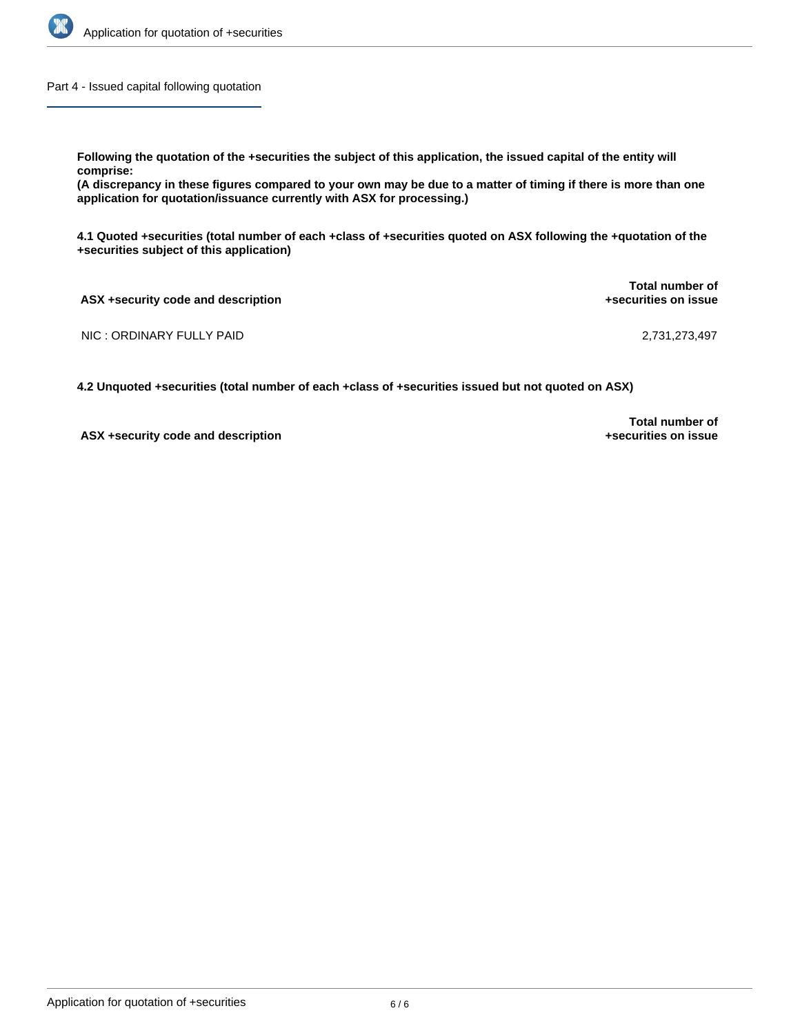## Part 4 - Issued capital following quotation

**Following the quotation of the +securities the subject of this application, the issued capital of the entity will comprise:**
**(A discrepancy in these figures compared to your own may be due to a matter of timing if there is more than one application for quotation/issuance currently with ASX for processing.)**

**4.1 Quoted +securities (total number of each +class of +securities quoted on ASX following the +quotation of the +securities subject of this application)**

| ASX +security code and description | Total number of +securities on issue |
| --- | --- |
| NIC : ORDINARY FULLY PAID | 2,731,273,497 |

**4.2 Unquoted +securities (total number of each +class of +securities issued but not quoted on ASX)**

| ASX +security code and description | Total number of +securities on issue |
| --- | --- |